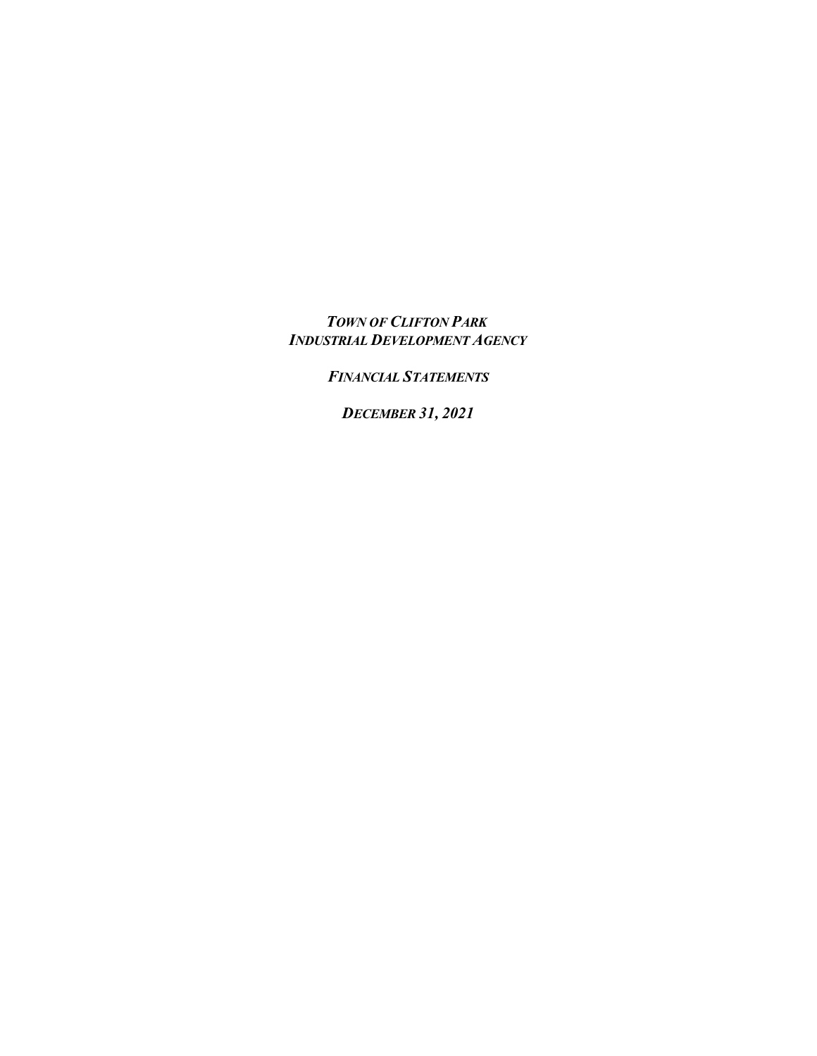***TOWN OF CLIFTON PARK***
***INDUSTRIAL DEVELOPMENT AGENCY***

***FINANCIAL STATEMENTS***

***DECEMBER 31, 2021***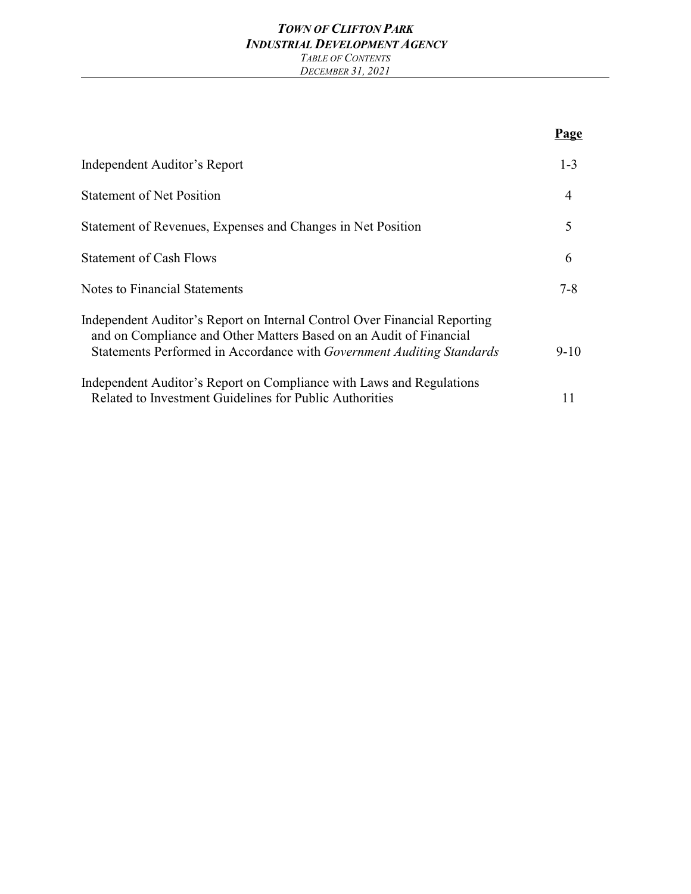# *TOWN OF CLIFTON PARK*
## *INDUSTRIAL DEVELOPMENT AGENCY*
*TABLE OF CONTENTS*
*DECEMBER 31, 2021*

| | **Page** |
|---|---|
| Independent Auditor's Report | 1-3 |
| Statement of Net Position | 4 |
| Statement of Revenues, Expenses and Changes in Net Position | 5 |
| Statement of Cash Flows | 6 |
| Notes to Financial Statements | 7-8 |
| Independent Auditor's Report on Internal Control Over Financial Reporting and on Compliance and Other Matters Based on an Audit of Financial Statements Performed in Accordance with *Government Auditing Standards* | 9-10 |
| Independent Auditor's Report on Compliance with Laws and Regulations Related to Investment Guidelines for Public Authorities | 11 |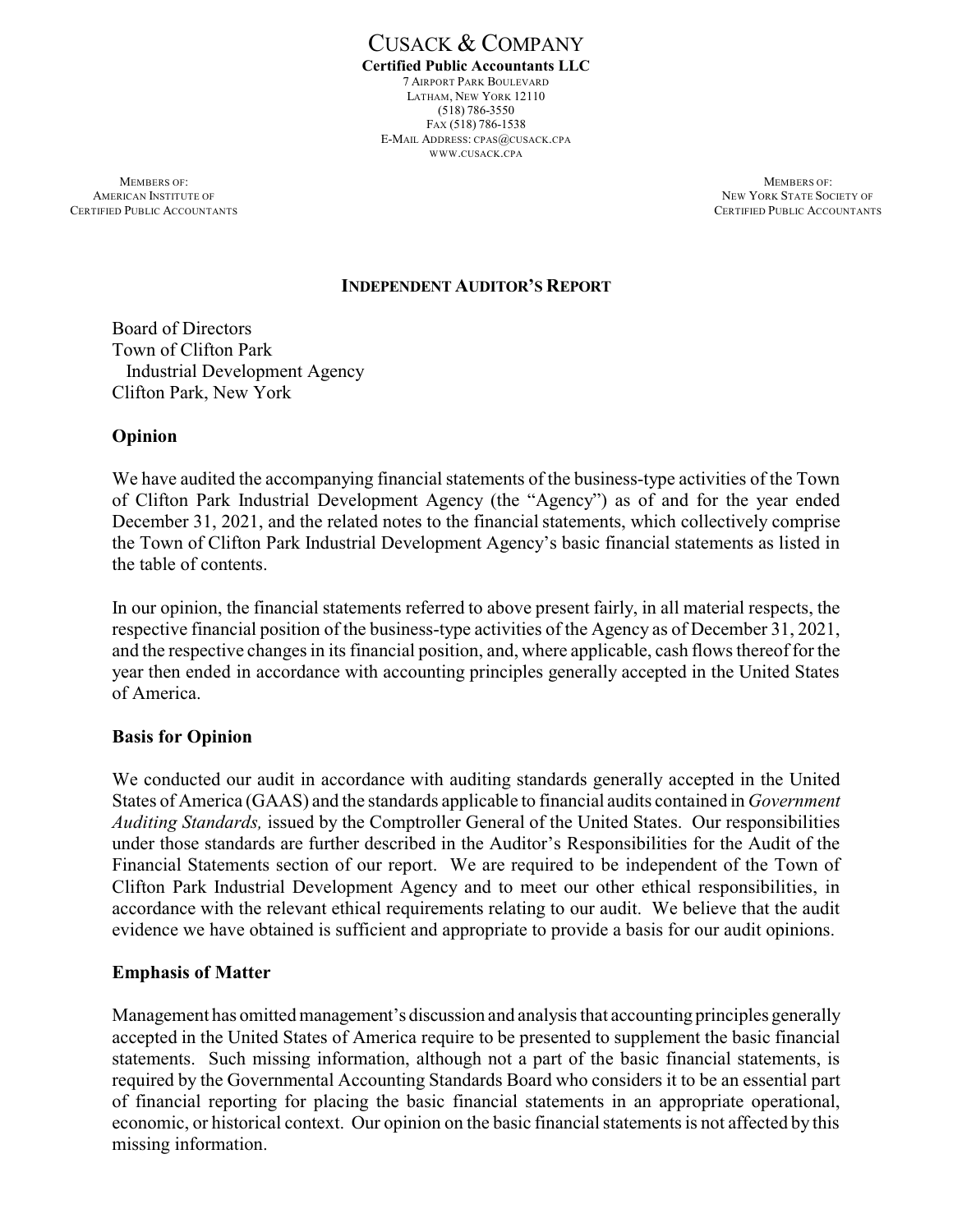# CUSACK & COMPANY

**Certified Public Accountants LLC**

7 AIRPORT PARK BOULEVARD
LATHAM, NEW YORK 12110
(518) 786-3550
FAX (518) 786-1538
E-MAIL ADDRESS: CPAS@CUSACK.CPA
WWW.CUSACK.CPA

MEMBERS OF:
AMERICAN INSTITUTE OF
CERTIFIED PUBLIC ACCOUNTANTS

MEMBERS OF:
NEW YORK STATE SOCIETY OF
CERTIFIED PUBLIC ACCOUNTANTS

## INDEPENDENT AUDITOR'S REPORT

Board of Directors
Town of Clifton Park
Industrial Development Agency
Clifton Park, New York

### Opinion

We have audited the accompanying financial statements of the business-type activities of the Town of Clifton Park Industrial Development Agency (the "Agency") as of and for the year ended December 31, 2021, and the related notes to the financial statements, which collectively comprise the Town of Clifton Park Industrial Development Agency's basic financial statements as listed in the table of contents.

In our opinion, the financial statements referred to above present fairly, in all material respects, the respective financial position of the business-type activities of the Agency as of December 31, 2021, and the respective changes in its financial position, and, where applicable, cash flows thereof for the year then ended in accordance with accounting principles generally accepted in the United States of America.

### Basis for Opinion

We conducted our audit in accordance with auditing standards generally accepted in the United States of America (GAAS) and the standards applicable to financial audits contained in *Government Auditing Standards,* issued by the Comptroller General of the United States. Our responsibilities under those standards are further described in the Auditor's Responsibilities for the Audit of the Financial Statements section of our report. We are required to be independent of the Town of Clifton Park Industrial Development Agency and to meet our other ethical responsibilities, in accordance with the relevant ethical requirements relating to our audit. We believe that the audit evidence we have obtained is sufficient and appropriate to provide a basis for our audit opinions.

### Emphasis of Matter

Management has omitted management's discussion and analysis that accounting principles generally accepted in the United States of America require to be presented to supplement the basic financial statements. Such missing information, although not a part of the basic financial statements, is required by the Governmental Accounting Standards Board who considers it to be an essential part of financial reporting for placing the basic financial statements in an appropriate operational, economic, or historical context. Our opinion on the basic financial statements is not affected by this missing information.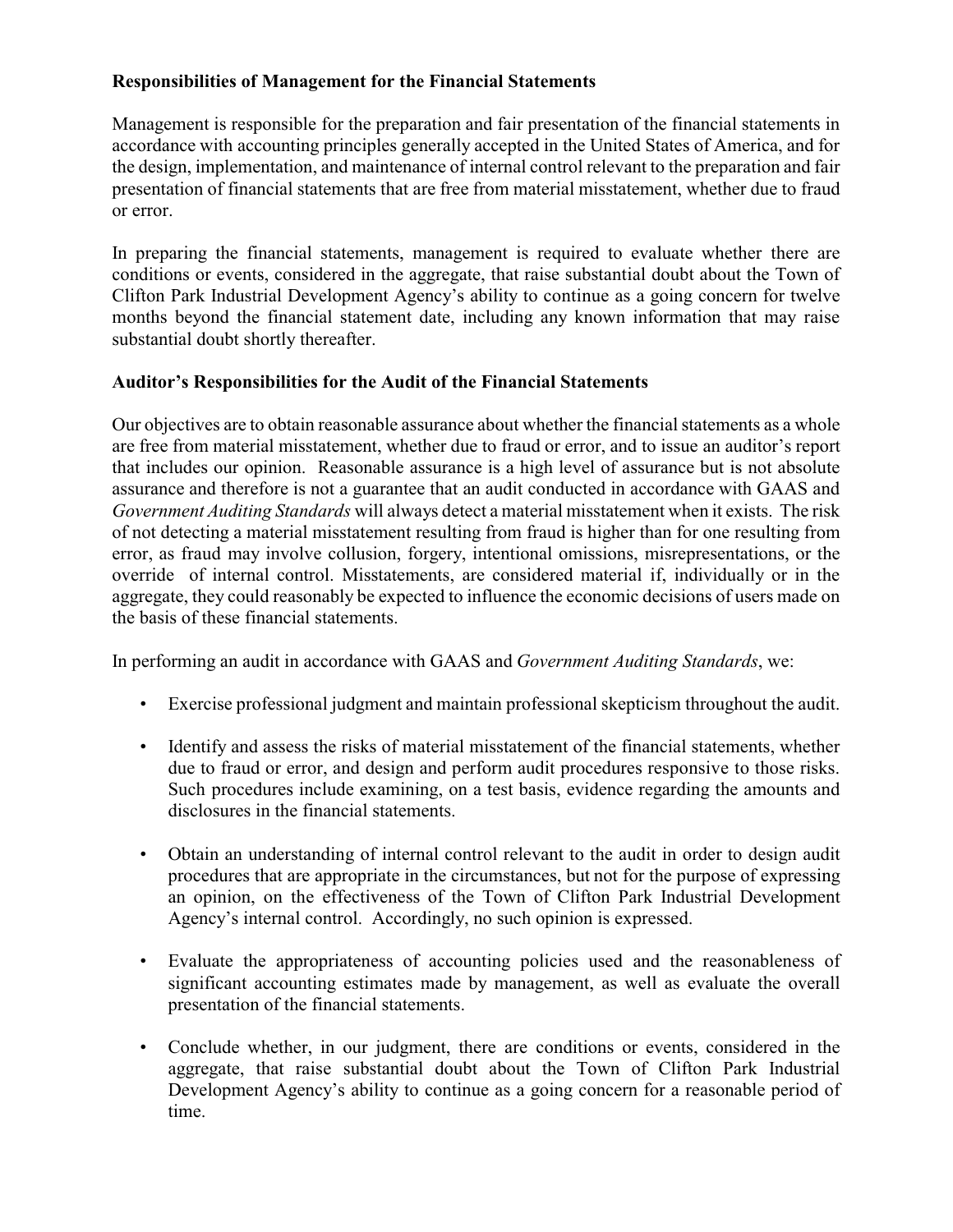**Responsibilities of Management for the Financial Statements**

Management is responsible for the preparation and fair presentation of the financial statements in accordance with accounting principles generally accepted in the United States of America, and for the design, implementation, and maintenance of internal control relevant to the preparation and fair presentation of financial statements that are free from material misstatement, whether due to fraud or error.

In preparing the financial statements, management is required to evaluate whether there are conditions or events, considered in the aggregate, that raise substantial doubt about the Town of Clifton Park Industrial Development Agency's ability to continue as a going concern for twelve months beyond the financial statement date, including any known information that may raise substantial doubt shortly thereafter.

**Auditor's Responsibilities for the Audit of the Financial Statements**

Our objectives are to obtain reasonable assurance about whether the financial statements as a whole are free from material misstatement, whether due to fraud or error, and to issue an auditor's report that includes our opinion. Reasonable assurance is a high level of assurance but is not absolute assurance and therefore is not a guarantee that an audit conducted in accordance with GAAS and *Government Auditing Standards* will always detect a material misstatement when it exists. The risk of not detecting a material misstatement resulting from fraud is higher than for one resulting from error, as fraud may involve collusion, forgery, intentional omissions, misrepresentations, or the override of internal control. Misstatements, are considered material if, individually or in the aggregate, they could reasonably be expected to influence the economic decisions of users made on the basis of these financial statements.

In performing an audit in accordance with GAAS and *Government Auditing Standards*, we:

- Exercise professional judgment and maintain professional skepticism throughout the audit.

- Identify and assess the risks of material misstatement of the financial statements, whether due to fraud or error, and design and perform audit procedures responsive to those risks. Such procedures include examining, on a test basis, evidence regarding the amounts and disclosures in the financial statements.

- Obtain an understanding of internal control relevant to the audit in order to design audit procedures that are appropriate in the circumstances, but not for the purpose of expressing an opinion, on the effectiveness of the Town of Clifton Park Industrial Development Agency's internal control. Accordingly, no such opinion is expressed.

- Evaluate the appropriateness of accounting policies used and the reasonableness of significant accounting estimates made by management, as well as evaluate the overall presentation of the financial statements.

- Conclude whether, in our judgment, there are conditions or events, considered in the aggregate, that raise substantial doubt about the Town of Clifton Park Industrial Development Agency's ability to continue as a going concern for a reasonable period of time.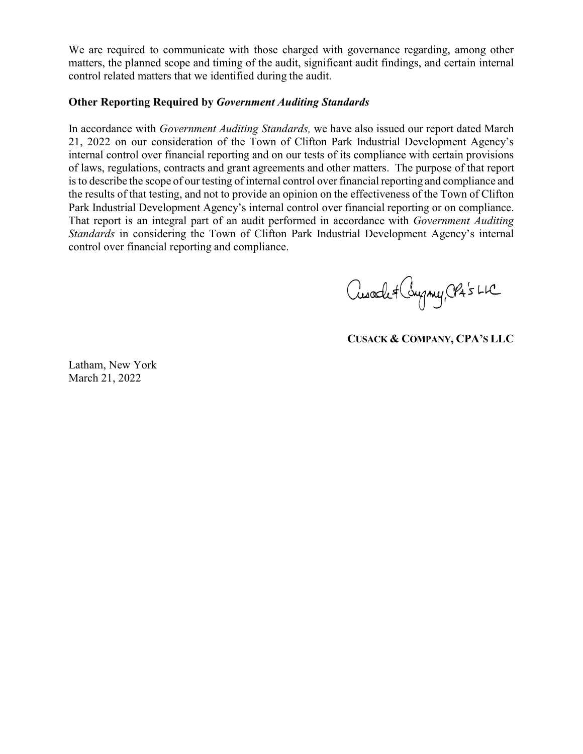We are required to communicate with those charged with governance regarding, among other matters, the planned scope and timing of the audit, significant audit findings, and certain internal control related matters that we identified during the audit.

**Other Reporting Required by *Government Auditing Standards***

In accordance with *Government Auditing Standards,* we have also issued our report dated March 21, 2022 on our consideration of the Town of Clifton Park Industrial Development Agency's internal control over financial reporting and on our tests of its compliance with certain provisions of laws, regulations, contracts and grant agreements and other matters. The purpose of that report is to describe the scope of our testing of internal control over financial reporting and compliance and the results of that testing, and not to provide an opinion on the effectiveness of the Town of Clifton Park Industrial Development Agency's internal control over financial reporting or on compliance. That report is an integral part of an audit performed in accordance with *Government Auditing Standards* in considering the Town of Clifton Park Industrial Development Agency's internal control over financial reporting and compliance.

Cusack & Company, CPA's LLC

**CUSACK & COMPANY, CPA'S LLC**

Latham, New York
March 21, 2022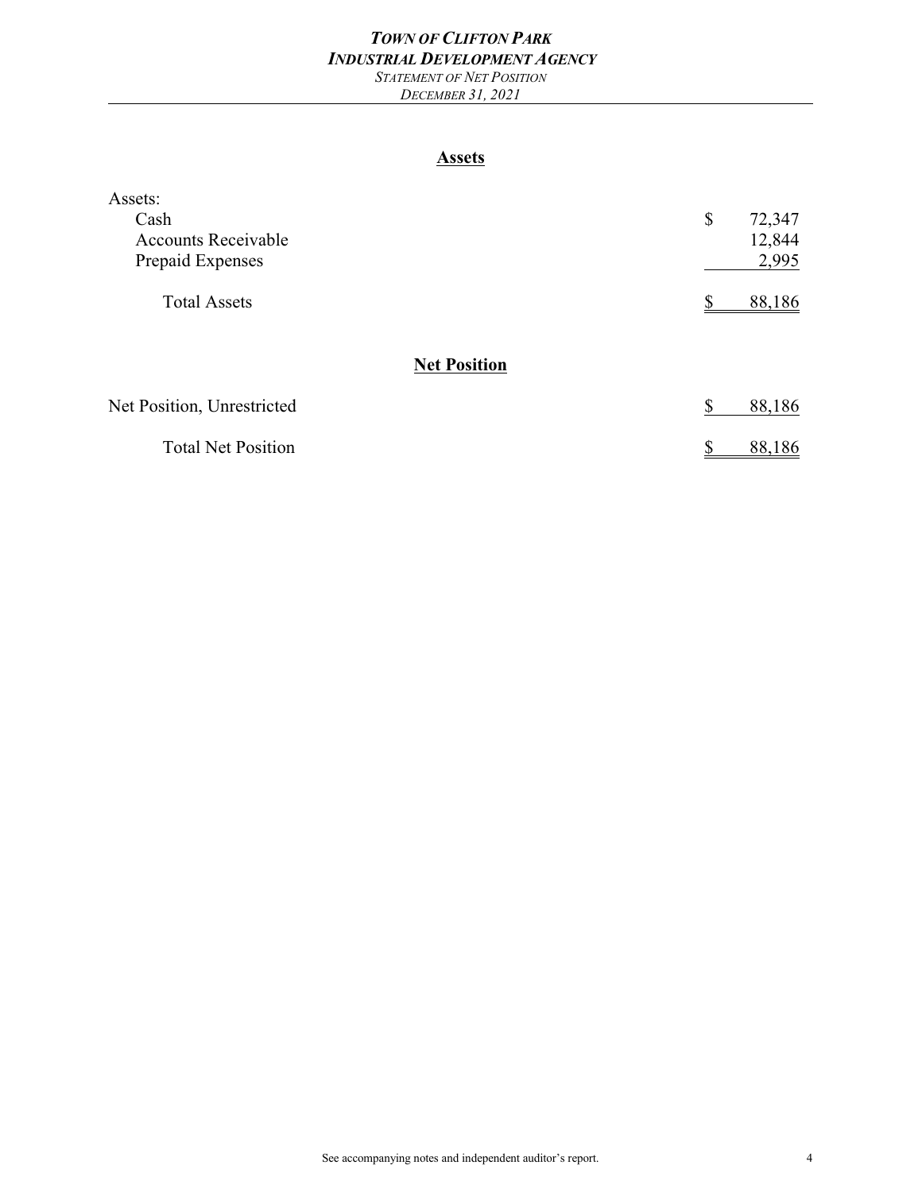# *TOWN OF CLIFTON PARK*
## *INDUSTRIAL DEVELOPMENT AGENCY*
*STATEMENT OF NET POSITION*
*DECEMBER 31, 2021*

## Assets

| | |
|---|---|
| Assets: | |
| Cash | $ 72,347 |
| Accounts Receivable | 12,844 |
| Prepaid Expenses | 2,995 |
| Total Assets | $ 88,186 |

## Net Position

| | |
|---|---|
| Net Position, Unrestricted | $ 88,186 |
| Total Net Position | $ 88,186 |

See accompanying notes and independent auditor's report.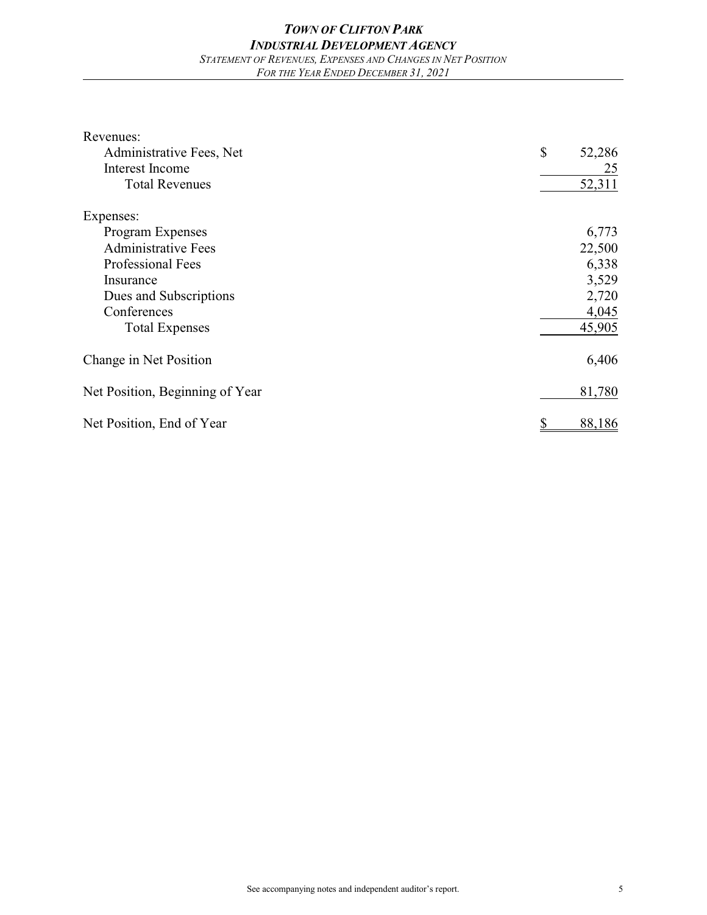# *TOWN OF CLIFTON PARK*
## *INDUSTRIAL DEVELOPMENT AGENCY*
*STATEMENT OF REVENUES, EXPENSES AND CHANGES IN NET POSITION*
*FOR THE YEAR ENDED DECEMBER 31, 2021*

| | |
|---|---|
| Revenues: | |
| Administrative Fees, Net | $ 52,286 |
| Interest Income | 25 |
| Total Revenues | 52,311 |
| Expenses: | |
| Program Expenses | 6,773 |
| Administrative Fees | 22,500 |
| Professional Fees | 6,338 |
| Insurance | 3,529 |
| Dues and Subscriptions | 2,720 |
| Conferences | 4,045 |
| Total Expenses | 45,905 |
| Change in Net Position | 6,406 |
| Net Position, Beginning of Year | 81,780 |
| Net Position, End of Year | $ 88,186 |

See accompanying notes and independent auditor's report.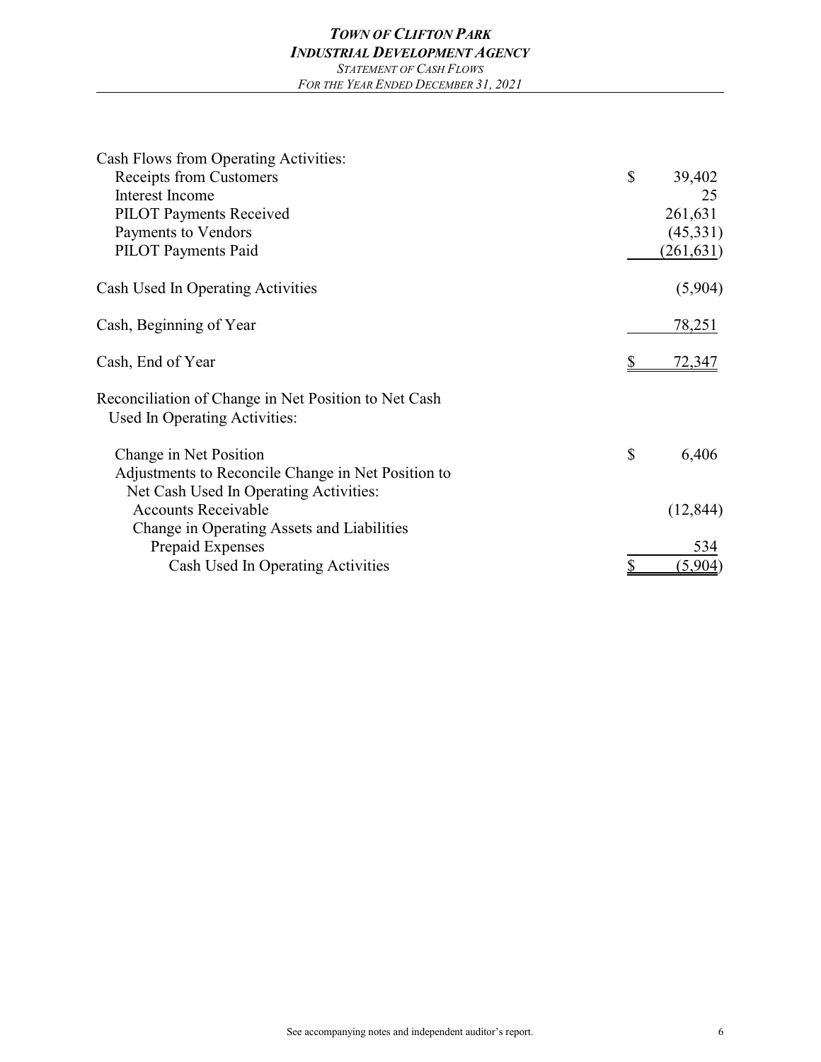# TOWN OF CLIFTON PARK
## INDUSTRIAL DEVELOPMENT AGENCY
### STATEMENT OF CASH FLOWS
### FOR THE YEAR ENDED DECEMBER 31, 2021

| | |
|---|---|
| Cash Flows from Operating Activities: | |
| Receipts from Customers | $ 39,402 |
| Interest Income | 25 |
| PILOT Payments Received | 261,631 |
| Payments to Vendors | (45,331) |
| PILOT Payments Paid | (261,631) |
| Cash Used In Operating Activities | (5,904) |
| Cash, Beginning of Year | 78,251 |
| Cash, End of Year | $ 72,347 |
| Reconciliation of Change in Net Position to Net Cash Used In Operating Activities: | |
| Change in Net Position | $ 6,406 |
| Adjustments to Reconcile Change in Net Position to Net Cash Used In Operating Activities: | |
| Accounts Receivable | (12,844) |
| Change in Operating Assets and Liabilities | |
| Prepaid Expenses | 534 |
| Cash Used In Operating Activities | $ (5,904) |

See accompanying notes and independent auditor's report.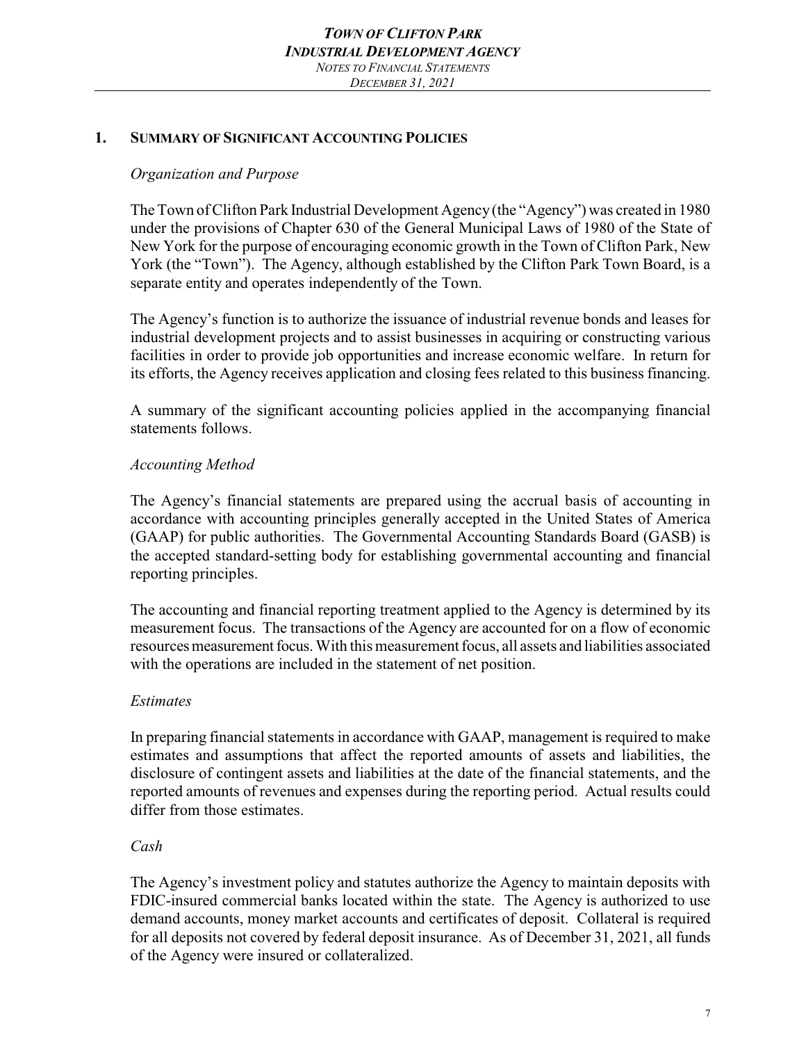## 1. SUMMARY OF SIGNIFICANT ACCOUNTING POLICIES

*Organization and Purpose*

The Town of Clifton Park Industrial Development Agency (the "Agency") was created in 1980 under the provisions of Chapter 630 of the General Municipal Laws of 1980 of the State of New York for the purpose of encouraging economic growth in the Town of Clifton Park, New York (the "Town"). The Agency, although established by the Clifton Park Town Board, is a separate entity and operates independently of the Town.

The Agency's function is to authorize the issuance of industrial revenue bonds and leases for industrial development projects and to assist businesses in acquiring or constructing various facilities in order to provide job opportunities and increase economic welfare. In return for its efforts, the Agency receives application and closing fees related to this business financing.

A summary of the significant accounting policies applied in the accompanying financial statements follows.

*Accounting Method*

The Agency's financial statements are prepared using the accrual basis of accounting in accordance with accounting principles generally accepted in the United States of America (GAAP) for public authorities. The Governmental Accounting Standards Board (GASB) is the accepted standard-setting body for establishing governmental accounting and financial reporting principles.

The accounting and financial reporting treatment applied to the Agency is determined by its measurement focus. The transactions of the Agency are accounted for on a flow of economic resources measurement focus. With this measurement focus, all assets and liabilities associated with the operations are included in the statement of net position.

*Estimates*

In preparing financial statements in accordance with GAAP, management is required to make estimates and assumptions that affect the reported amounts of assets and liabilities, the disclosure of contingent assets and liabilities at the date of the financial statements, and the reported amounts of revenues and expenses during the reporting period. Actual results could differ from those estimates.

*Cash*

The Agency's investment policy and statutes authorize the Agency to maintain deposits with FDIC-insured commercial banks located within the state. The Agency is authorized to use demand accounts, money market accounts and certificates of deposit. Collateral is required for all deposits not covered by federal deposit insurance. As of December 31, 2021, all funds of the Agency were insured or collateralized.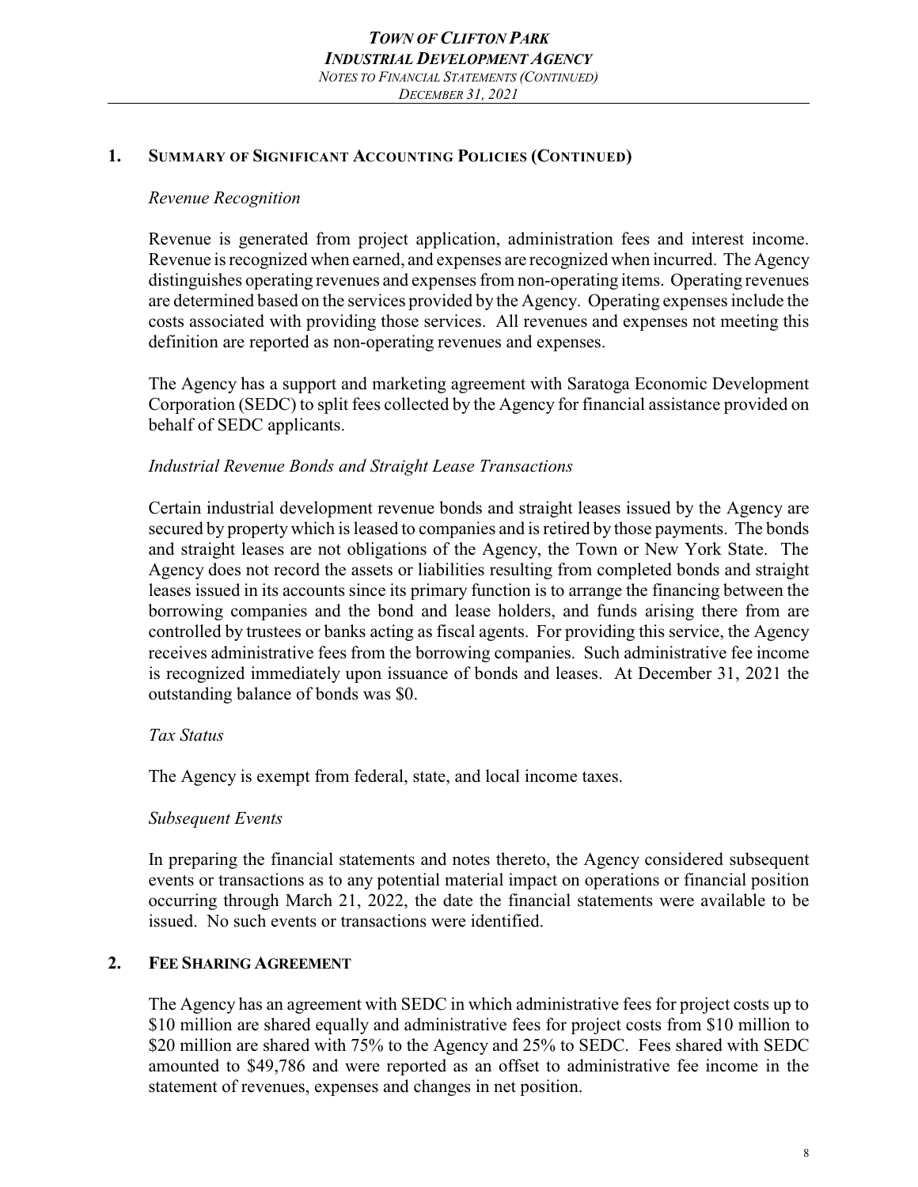## 1. Summary of Significant Accounting Policies (Continued)

### *Revenue Recognition*

Revenue is generated from project application, administration fees and interest income. Revenue is recognized when earned, and expenses are recognized when incurred. The Agency distinguishes operating revenues and expenses from non-operating items. Operating revenues are determined based on the services provided by the Agency. Operating expenses include the costs associated with providing those services. All revenues and expenses not meeting this definition are reported as non-operating revenues and expenses.

The Agency has a support and marketing agreement with Saratoga Economic Development Corporation (SEDC) to split fees collected by the Agency for financial assistance provided on behalf of SEDC applicants.

### *Industrial Revenue Bonds and Straight Lease Transactions*

Certain industrial development revenue bonds and straight leases issued by the Agency are secured by property which is leased to companies and is retired by those payments. The bonds and straight leases are not obligations of the Agency, the Town or New York State. The Agency does not record the assets or liabilities resulting from completed bonds and straight leases issued in its accounts since its primary function is to arrange the financing between the borrowing companies and the bond and lease holders, and funds arising there from are controlled by trustees or banks acting as fiscal agents. For providing this service, the Agency receives administrative fees from the borrowing companies. Such administrative fee income is recognized immediately upon issuance of bonds and leases. At December 31, 2021 the outstanding balance of bonds was $0.

### *Tax Status*

The Agency is exempt from federal, state, and local income taxes.

### *Subsequent Events*

In preparing the financial statements and notes thereto, the Agency considered subsequent events or transactions as to any potential material impact on operations or financial position occurring through March 21, 2022, the date the financial statements were available to be issued. No such events or transactions were identified.

## 2. Fee Sharing Agreement

The Agency has an agreement with SEDC in which administrative fees for project costs up to $10 million are shared equally and administrative fees for project costs from $10 million to $20 million are shared with 75% to the Agency and 25% to SEDC. Fees shared with SEDC amounted to $49,786 and were reported as an offset to administrative fee income in the statement of revenues, expenses and changes in net position.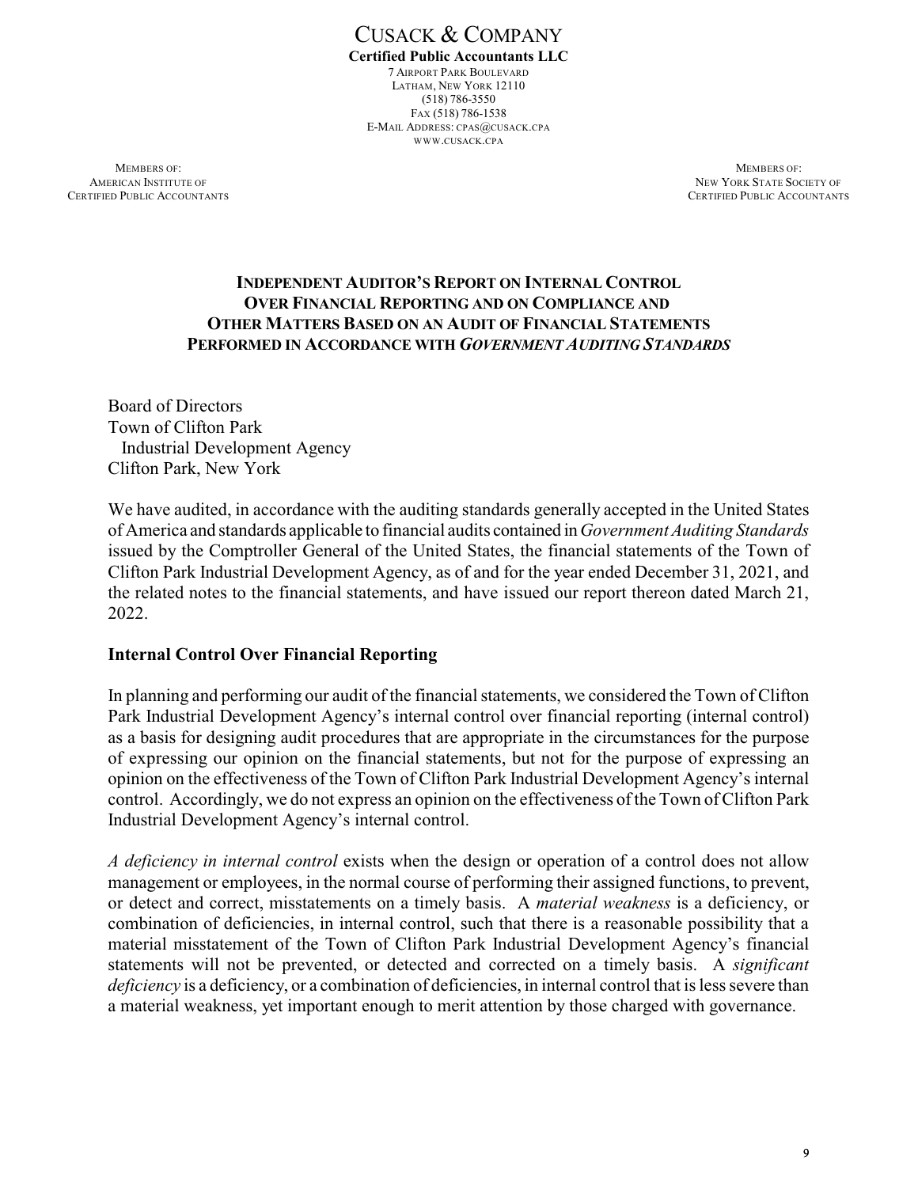# CUSACK & COMPANY

**Certified Public Accountants LLC**

7 AIRPORT PARK BOULEVARD
LATHAM, NEW YORK 12110
(518) 786-3550
FAX (518) 786-1538
E-MAIL ADDRESS: CPAS@CUSACK.CPA
WWW.CUSACK.CPA

MEMBERS OF:
AMERICAN INSTITUTE OF
CERTIFIED PUBLIC ACCOUNTANTS

MEMBERS OF:
NEW YORK STATE SOCIETY OF
CERTIFIED PUBLIC ACCOUNTANTS

## INDEPENDENT AUDITOR'S REPORT ON INTERNAL CONTROL OVER FINANCIAL REPORTING AND ON COMPLIANCE AND OTHER MATTERS BASED ON AN AUDIT OF FINANCIAL STATEMENTS PERFORMED IN ACCORDANCE WITH *GOVERNMENT AUDITING STANDARDS*

Board of Directors
Town of Clifton Park
Industrial Development Agency
Clifton Park, New York

We have audited, in accordance with the auditing standards generally accepted in the United States of America and standards applicable to financial audits contained in *Government Auditing Standards* issued by the Comptroller General of the United States, the financial statements of the Town of Clifton Park Industrial Development Agency, as of and for the year ended December 31, 2021, and the related notes to the financial statements, and have issued our report thereon dated March 21, 2022.

### Internal Control Over Financial Reporting

In planning and performing our audit of the financial statements, we considered the Town of Clifton Park Industrial Development Agency's internal control over financial reporting (internal control) as a basis for designing audit procedures that are appropriate in the circumstances for the purpose of expressing our opinion on the financial statements, but not for the purpose of expressing an opinion on the effectiveness of the Town of Clifton Park Industrial Development Agency's internal control. Accordingly, we do not express an opinion on the effectiveness of the Town of Clifton Park Industrial Development Agency's internal control.

*A deficiency in internal control* exists when the design or operation of a control does not allow management or employees, in the normal course of performing their assigned functions, to prevent, or detect and correct, misstatements on a timely basis. A *material weakness* is a deficiency, or combination of deficiencies, in internal control, such that there is a reasonable possibility that a material misstatement of the Town of Clifton Park Industrial Development Agency's financial statements will not be prevented, or detected and corrected on a timely basis. A *significant deficiency* is a deficiency, or a combination of deficiencies, in internal control that is less severe than a material weakness, yet important enough to merit attention by those charged with governance.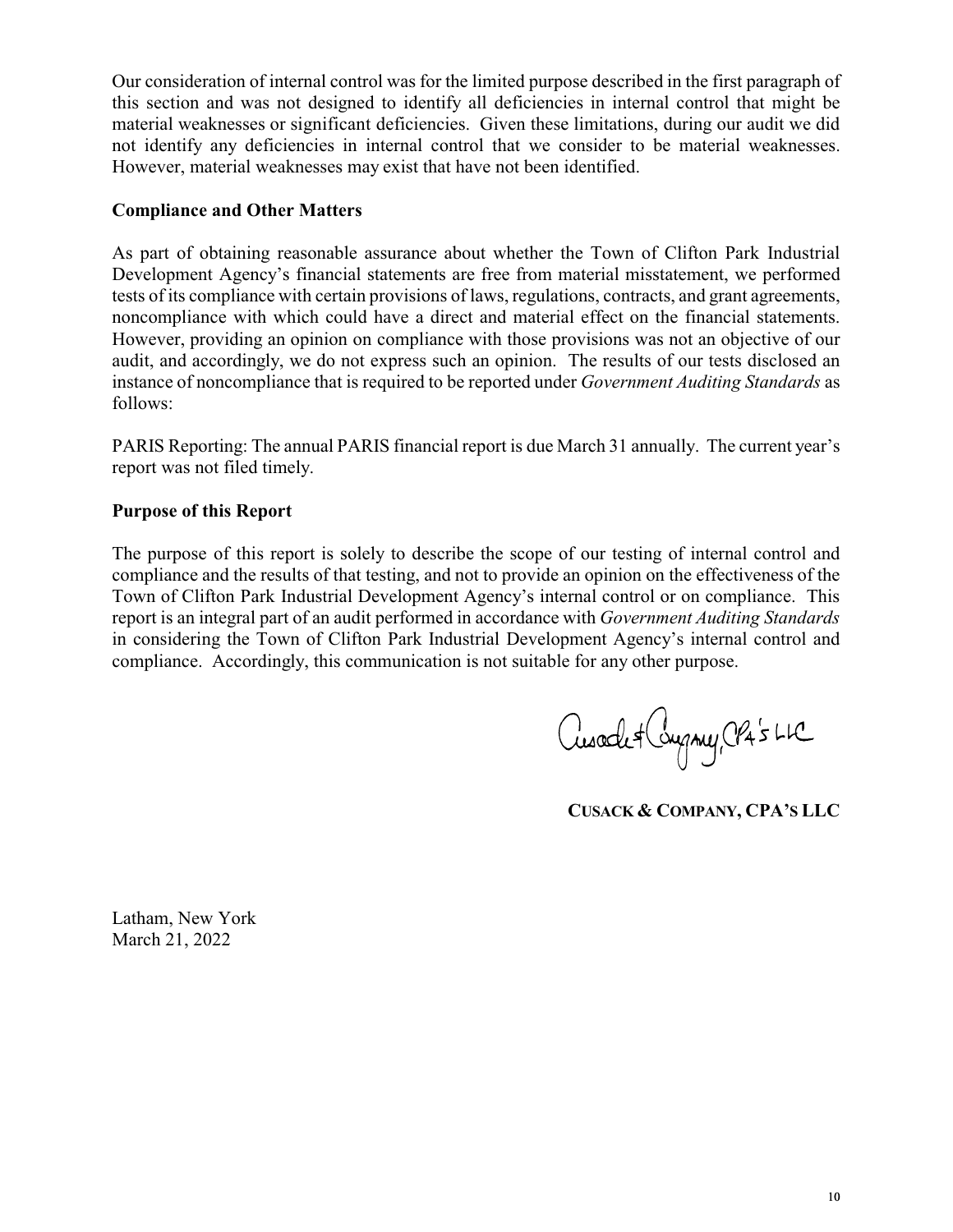Our consideration of internal control was for the limited purpose described in the first paragraph of this section and was not designed to identify all deficiencies in internal control that might be material weaknesses or significant deficiencies. Given these limitations, during our audit we did not identify any deficiencies in internal control that we consider to be material weaknesses. However, material weaknesses may exist that have not been identified.

### Compliance and Other Matters

As part of obtaining reasonable assurance about whether the Town of Clifton Park Industrial Development Agency's financial statements are free from material misstatement, we performed tests of its compliance with certain provisions of laws, regulations, contracts, and grant agreements, noncompliance with which could have a direct and material effect on the financial statements. However, providing an opinion on compliance with those provisions was not an objective of our audit, and accordingly, we do not express such an opinion. The results of our tests disclosed an instance of noncompliance that is required to be reported under *Government Auditing Standards* as follows:

PARIS Reporting: The annual PARIS financial report is due March 31 annually. The current year's report was not filed timely.

### Purpose of this Report

The purpose of this report is solely to describe the scope of our testing of internal control and compliance and the results of that testing, and not to provide an opinion on the effectiveness of the Town of Clifton Park Industrial Development Agency's internal control or on compliance. This report is an integral part of an audit performed in accordance with *Government Auditing Standards* in considering the Town of Clifton Park Industrial Development Agency's internal control and compliance. Accordingly, this communication is not suitable for any other purpose.

Cusack & Company, CPA's LLC

**CUSACK & COMPANY, CPA'S LLC**

Latham, New York
March 21, 2022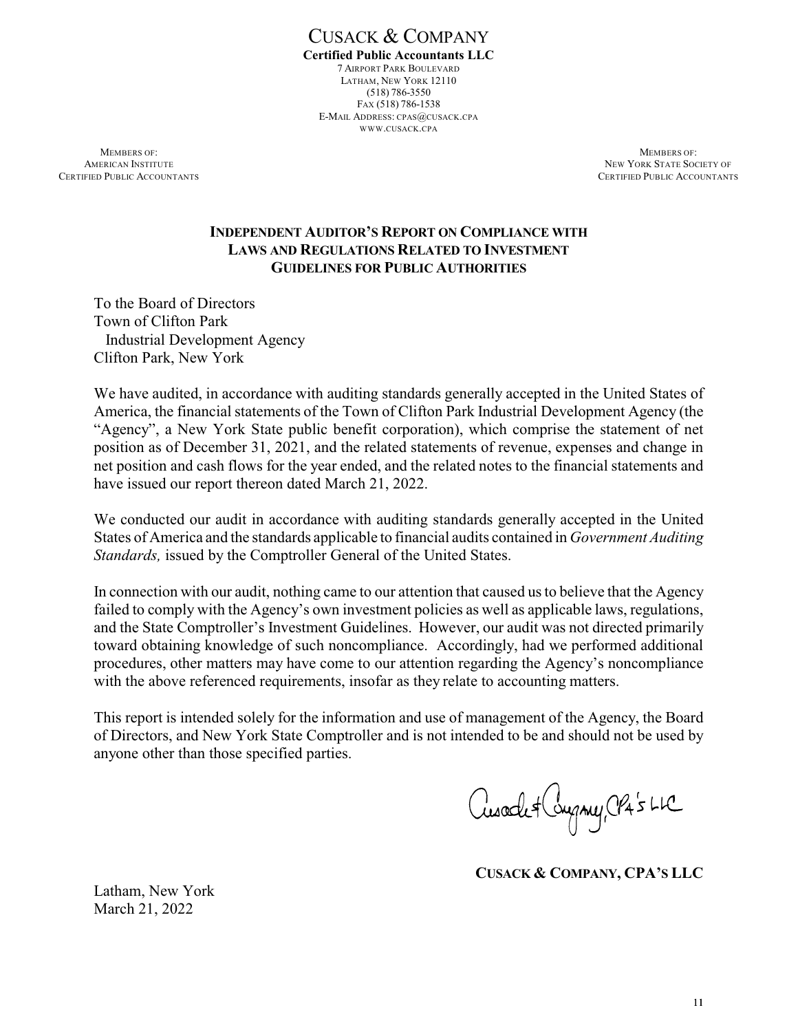# CUSACK & COMPANY

**Certified Public Accountants LLC**

7 AIRPORT PARK BOULEVARD
LATHAM, NEW YORK 12110
(518) 786-3550
FAX (518) 786-1538
E-MAIL ADDRESS: CPAS@CUSACK.CPA
WWW.CUSACK.CPA

MEMBERS OF:
AMERICAN INSTITUTE
CERTIFIED PUBLIC ACCOUNTANTS

MEMBERS OF:
NEW YORK STATE SOCIETY OF
CERTIFIED PUBLIC ACCOUNTANTS

## INDEPENDENT AUDITOR'S REPORT ON COMPLIANCE WITH LAWS AND REGULATIONS RELATED TO INVESTMENT GUIDELINES FOR PUBLIC AUTHORITIES

To the Board of Directors
Town of Clifton Park
Industrial Development Agency
Clifton Park, New York

We have audited, in accordance with auditing standards generally accepted in the United States of America, the financial statements of the Town of Clifton Park Industrial Development Agency (the "Agency", a New York State public benefit corporation), which comprise the statement of net position as of December 31, 2021, and the related statements of revenue, expenses and change in net position and cash flows for the year ended, and the related notes to the financial statements and have issued our report thereon dated March 21, 2022.

We conducted our audit in accordance with auditing standards generally accepted in the United States of America and the standards applicable to financial audits contained in *Government Auditing Standards,* issued by the Comptroller General of the United States.

In connection with our audit, nothing came to our attention that caused us to believe that the Agency failed to comply with the Agency's own investment policies as well as applicable laws, regulations, and the State Comptroller's Investment Guidelines. However, our audit was not directed primarily toward obtaining knowledge of such noncompliance. Accordingly, had we performed additional procedures, other matters may have come to our attention regarding the Agency's noncompliance with the above referenced requirements, insofar as they relate to accounting matters.

This report is intended solely for the information and use of management of the Agency, the Board of Directors, and New York State Comptroller and is not intended to be and should not be used by anyone other than those specified parties.

Cusack & Company, CPA's LLC

**CUSACK & COMPANY, CPA'S LLC**

Latham, New York
March 21, 2022